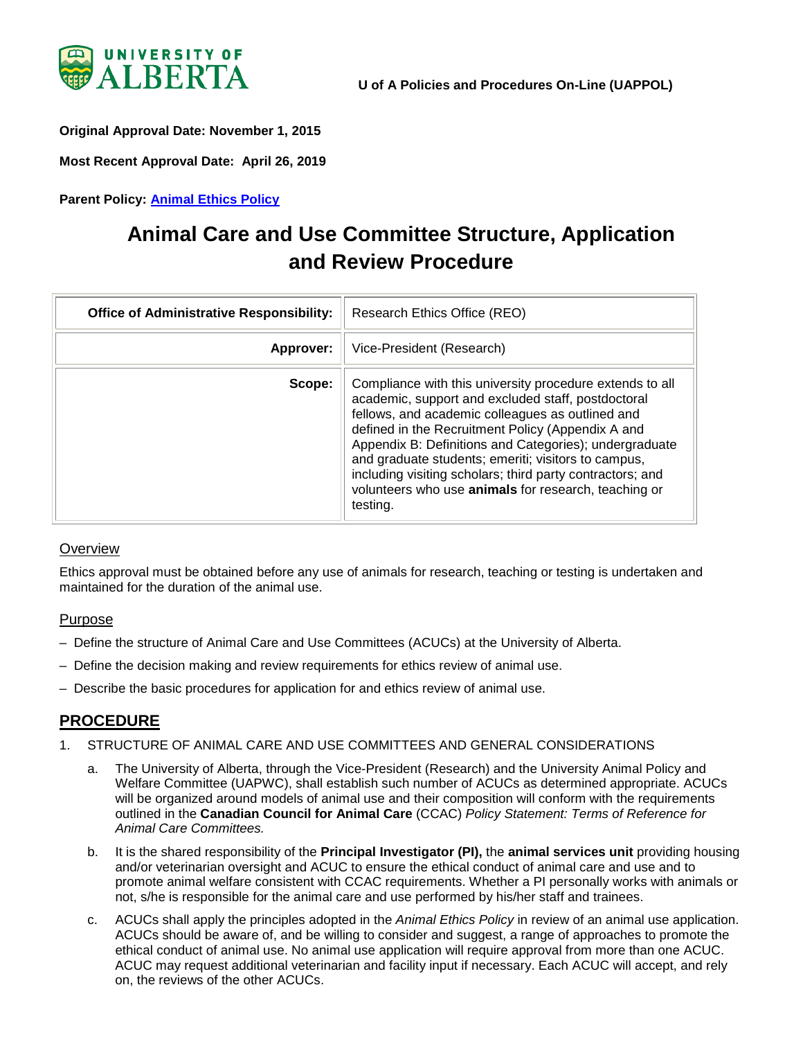UNIVERSITY OF ALBERTA

**U of A Policies and Procedures On-Line (UAPPOL)**

**Original Approval Date: November 1, 2015**

**Most Recent Approval Date: April 26, 2019**

**Parent Policy: Animal Ethics Policy**

# Animal Care and Use Committee Structure, Application and Review Procedure

| **Office of Administrative Responsibility:** | Research Ethics Office (REO) |
| --- | --- |
| **Approver:** | Vice-President (Research) |
| **Scope:** | Compliance with this university procedure extends to all academic, support and excluded staff, postdoctoral fellows, and academic colleagues as outlined and defined in the Recruitment Policy (Appendix A and Appendix B: Definitions and Categories); undergraduate and graduate students; emeriti; visitors to campus, including visiting scholars; third party contractors; and volunteers who use **animals** for research, teaching or testing. |

## Overview

Ethics approval must be obtained before any use of animals for research, teaching or testing is undertaken and maintained for the duration of the animal use.

## Purpose

- Define the structure of Animal Care and Use Committees (ACUCs) at the University of Alberta.
- Define the decision making and review requirements for ethics review of animal use.
- Describe the basic procedures for application for and ethics review of animal use.

## PROCEDURE

1. STRUCTURE OF ANIMAL CARE AND USE COMMITTEES AND GENERAL CONSIDERATIONS

   a. The University of Alberta, through the Vice-President (Research) and the University Animal Policy and Welfare Committee (UAPWC), shall establish such number of ACUCs as determined appropriate. ACUCs will be organized around models of animal use and their composition will conform with the requirements outlined in the **Canadian Council for Animal Care** (CCAC) *Policy Statement: Terms of Reference for Animal Care Committees.*

   b. It is the shared responsibility of the **Principal Investigator (PI),** the **animal services unit** providing housing and/or veterinarian oversight and ACUC to ensure the ethical conduct of animal care and use and to promote animal welfare consistent with CCAC requirements. Whether a PI personally works with animals or not, s/he is responsible for the animal care and use performed by his/her staff and trainees.

   c. ACUCs shall apply the principles adopted in the *Animal Ethics Policy* in review of an animal use application. ACUCs should be aware of, and be willing to consider and suggest, a range of approaches to promote the ethical conduct of animal use. No animal use application will require approval from more than one ACUC. ACUC may request additional veterinarian and facility input if necessary. Each ACUC will accept, and rely on, the reviews of the other ACUCs.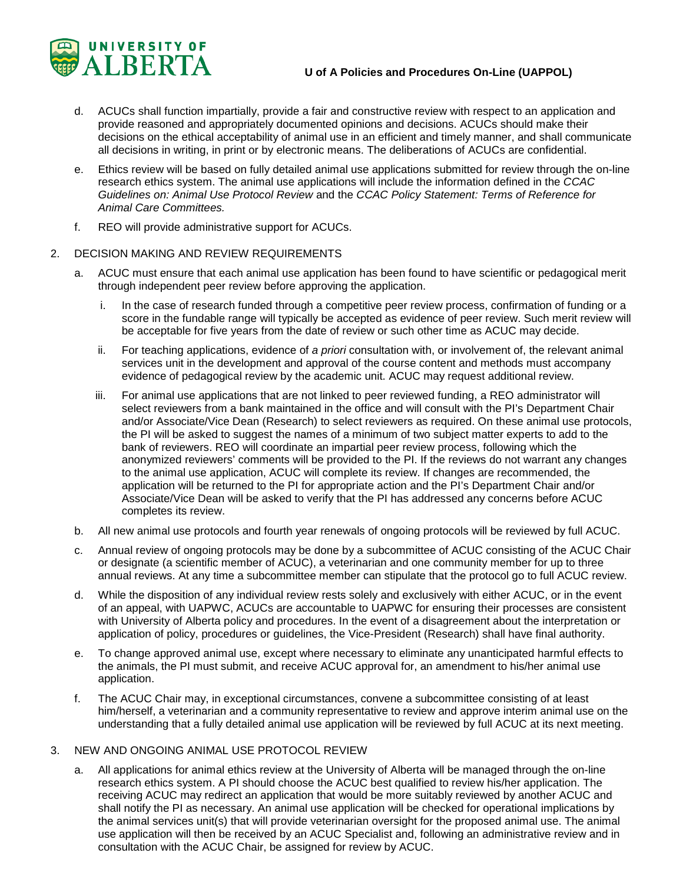d. ACUCs shall function impartially, provide a fair and constructive review with respect to an application and provide reasoned and appropriately documented opinions and decisions. ACUCs should make their decisions on the ethical acceptability of animal use in an efficient and timely manner, and shall communicate all decisions in writing, in print or by electronic means. The deliberations of ACUCs are confidential.

e. Ethics review will be based on fully detailed animal use applications submitted for review through the on-line research ethics system. The animal use applications will include the information defined in the *CCAC Guidelines on: Animal Use Protocol Review* and the *CCAC Policy Statement: Terms of Reference for Animal Care Committees.*

f. REO will provide administrative support for ACUCs.

2. DECISION MAKING AND REVIEW REQUIREMENTS

   a. ACUC must ensure that each animal use application has been found to have scientific or pedagogical merit through independent peer review before approving the application.

      i. In the case of research funded through a competitive peer review process, confirmation of funding or a score in the fundable range will typically be accepted as evidence of peer review. Such merit review will be acceptable for five years from the date of review or such other time as ACUC may decide.

      ii. For teaching applications, evidence of *a priori* consultation with, or involvement of, the relevant animal services unit in the development and approval of the course content and methods must accompany evidence of pedagogical review by the academic unit. ACUC may request additional review.

      iii. For animal use applications that are not linked to peer reviewed funding, a REO administrator will select reviewers from a bank maintained in the office and will consult with the PI's Department Chair and/or Associate/Vice Dean (Research) to select reviewers as required. On these animal use protocols, the PI will be asked to suggest the names of a minimum of two subject matter experts to add to the bank of reviewers. REO will coordinate an impartial peer review process, following which the anonymized reviewers' comments will be provided to the PI. If the reviews do not warrant any changes to the animal use application, ACUC will complete its review. If changes are recommended, the application will be returned to the PI for appropriate action and the PI's Department Chair and/or Associate/Vice Dean will be asked to verify that the PI has addressed any concerns before ACUC completes its review.

   b. All new animal use protocols and fourth year renewals of ongoing protocols will be reviewed by full ACUC.

   c. Annual review of ongoing protocols may be done by a subcommittee of ACUC consisting of the ACUC Chair or designate (a scientific member of ACUC), a veterinarian and one community member for up to three annual reviews. At any time a subcommittee member can stipulate that the protocol go to full ACUC review.

   d. While the disposition of any individual review rests solely and exclusively with either ACUC, or in the event of an appeal, with UAPWC, ACUCs are accountable to UAPWC for ensuring their processes are consistent with University of Alberta policy and procedures. In the event of a disagreement about the interpretation or application of policy, procedures or guidelines, the Vice-President (Research) shall have final authority.

   e. To change approved animal use, except where necessary to eliminate any unanticipated harmful effects to the animals, the PI must submit, and receive ACUC approval for, an amendment to his/her animal use application.

   f. The ACUC Chair may, in exceptional circumstances, convene a subcommittee consisting of at least him/herself, a veterinarian and a community representative to review and approve interim animal use on the understanding that a fully detailed animal use application will be reviewed by full ACUC at its next meeting.

3. NEW AND ONGOING ANIMAL USE PROTOCOL REVIEW

   a. All applications for animal ethics review at the University of Alberta will be managed through the on-line research ethics system. A PI should choose the ACUC best qualified to review his/her application. The receiving ACUC may redirect an application that would be more suitably reviewed by another ACUC and shall notify the PI as necessary. An animal use application will be checked for operational implications by the animal services unit(s) that will provide veterinarian oversight for the proposed animal use. The animal use application will then be received by an ACUC Specialist and, following an administrative review and in consultation with the ACUC Chair, be assigned for review by ACUC.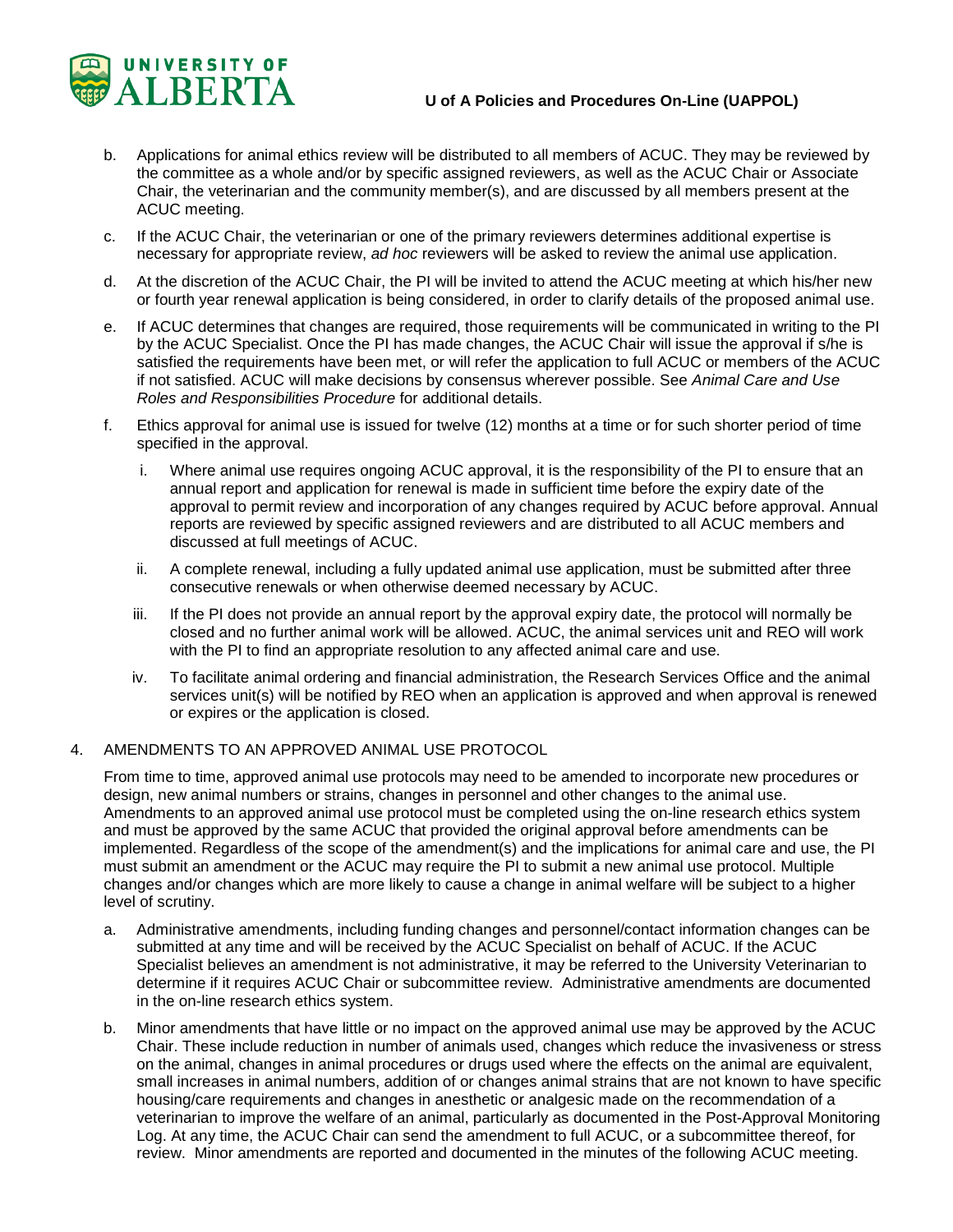b. Applications for animal ethics review will be distributed to all members of ACUC. They may be reviewed by the committee as a whole and/or by specific assigned reviewers, as well as the ACUC Chair or Associate Chair, the veterinarian and the community member(s), and are discussed by all members present at the ACUC meeting.

c. If the ACUC Chair, the veterinarian or one of the primary reviewers determines additional expertise is necessary for appropriate review, *ad hoc* reviewers will be asked to review the animal use application.

d. At the discretion of the ACUC Chair, the PI will be invited to attend the ACUC meeting at which his/her new or fourth year renewal application is being considered, in order to clarify details of the proposed animal use.

e. If ACUC determines that changes are required, those requirements will be communicated in writing to the PI by the ACUC Specialist. Once the PI has made changes, the ACUC Chair will issue the approval if s/he is satisfied the requirements have been met, or will refer the application to full ACUC or members of the ACUC if not satisfied. ACUC will make decisions by consensus wherever possible. See *Animal Care and Use Roles and Responsibilities Procedure* for additional details.

f. Ethics approval for animal use is issued for twelve (12) months at a time or for such shorter period of time specified in the approval.

   i. Where animal use requires ongoing ACUC approval, it is the responsibility of the PI to ensure that an annual report and application for renewal is made in sufficient time before the expiry date of the approval to permit review and incorporation of any changes required by ACUC before approval. Annual reports are reviewed by specific assigned reviewers and are distributed to all ACUC members and discussed at full meetings of ACUC.

   ii. A complete renewal, including a fully updated animal use application, must be submitted after three consecutive renewals or when otherwise deemed necessary by ACUC.

   iii. If the PI does not provide an annual report by the approval expiry date, the protocol will normally be closed and no further animal work will be allowed. ACUC, the animal services unit and REO will work with the PI to find an appropriate resolution to any affected animal care and use.

   iv. To facilitate animal ordering and financial administration, the Research Services Office and the animal services unit(s) will be notified by REO when an application is approved and when approval is renewed or expires or the application is closed.

4. AMENDMENTS TO AN APPROVED ANIMAL USE PROTOCOL

From time to time, approved animal use protocols may need to be amended to incorporate new procedures or design, new animal numbers or strains, changes in personnel and other changes to the animal use. Amendments to an approved animal use protocol must be completed using the on-line research ethics system and must be approved by the same ACUC that provided the original approval before amendments can be implemented. Regardless of the scope of the amendment(s) and the implications for animal care and use, the PI must submit an amendment or the ACUC may require the PI to submit a new animal use protocol. Multiple changes and/or changes which are more likely to cause a change in animal welfare will be subject to a higher level of scrutiny.

a. Administrative amendments, including funding changes and personnel/contact information changes can be submitted at any time and will be received by the ACUC Specialist on behalf of ACUC. If the ACUC Specialist believes an amendment is not administrative, it may be referred to the University Veterinarian to determine if it requires ACUC Chair or subcommittee review. Administrative amendments are documented in the on-line research ethics system.

b. Minor amendments that have little or no impact on the approved animal use may be approved by the ACUC Chair. These include reduction in number of animals used, changes which reduce the invasiveness or stress on the animal, changes in animal procedures or drugs used where the effects on the animal are equivalent, small increases in animal numbers, addition of or changes animal strains that are not known to have specific housing/care requirements and changes in anesthetic or analgesic made on the recommendation of a veterinarian to improve the welfare of an animal, particularly as documented in the Post-Approval Monitoring Log. At any time, the ACUC Chair can send the amendment to full ACUC, or a subcommittee thereof, for review. Minor amendments are reported and documented in the minutes of the following ACUC meeting.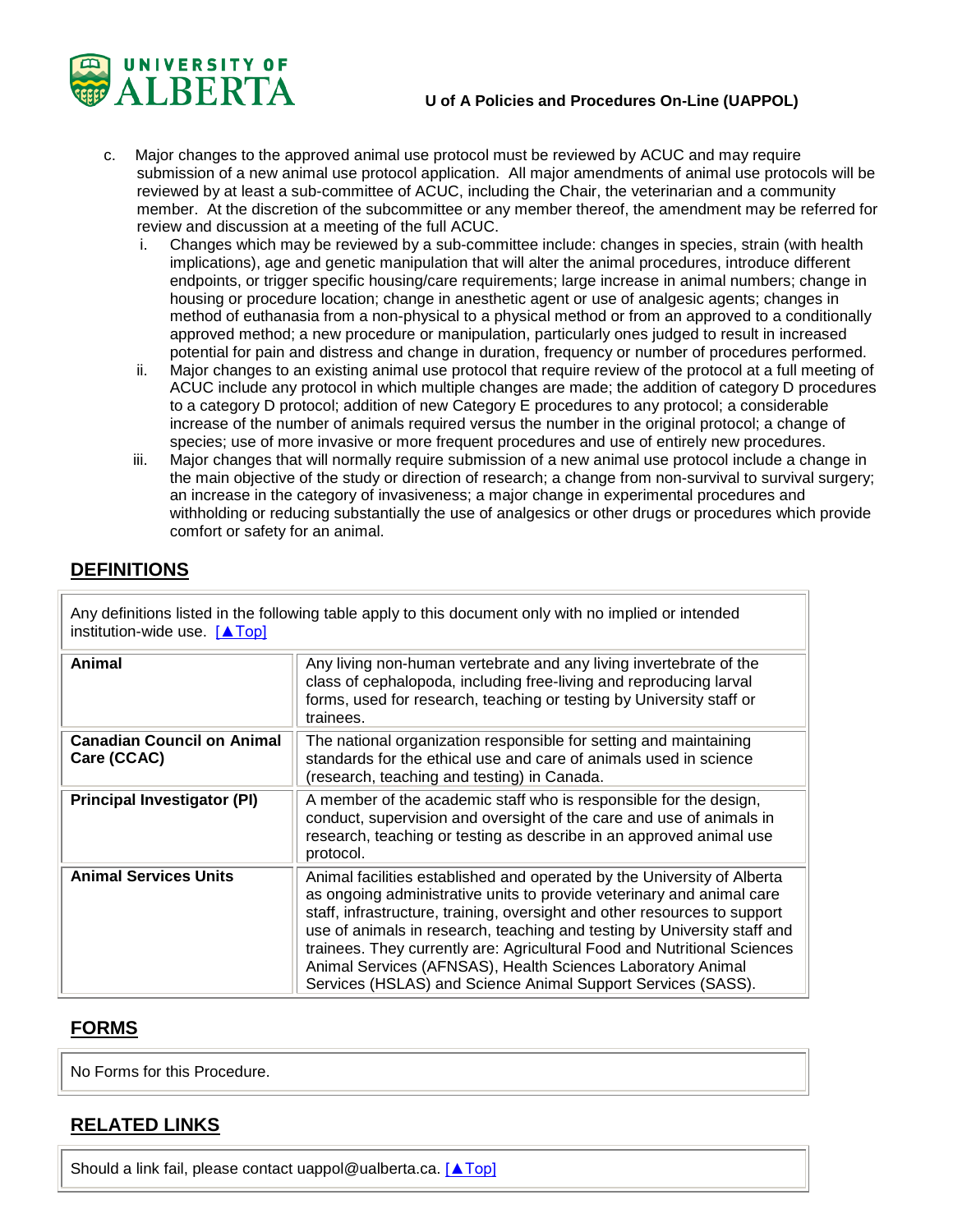c. Major changes to the approved animal use protocol must be reviewed by ACUC and may require submission of a new animal use protocol application. All major amendments of animal use protocols will be reviewed by at least a sub-committee of ACUC, including the Chair, the veterinarian and a community member. At the discretion of the subcommittee or any member thereof, the amendment may be referred for review and discussion at a meeting of the full ACUC.

   i. Changes which may be reviewed by a sub-committee include: changes in species, strain (with health implications), age and genetic manipulation that will alter the animal procedures, introduce different endpoints, or trigger specific housing/care requirements; large increase in animal numbers; change in housing or procedure location; change in anesthetic agent or use of analgesic agents; changes in method of euthanasia from a non-physical to a physical method or from an approved to a conditionally approved method; a new procedure or manipulation, particularly ones judged to result in increased potential for pain and distress and change in duration, frequency or number of procedures performed.

   ii. Major changes to an existing animal use protocol that require review of the protocol at a full meeting of ACUC include any protocol in which multiple changes are made; the addition of category D procedures to a category D protocol; addition of new Category E procedures to any protocol; a considerable increase of the number of animals required versus the number in the original protocol; a change of species; use of more invasive or more frequent procedures and use of entirely new procedures.

   iii. Major changes that will normally require submission of a new animal use protocol include a change in the main objective of the study or direction of research; a change from non-survival to survival surgery; an increase in the category of invasiveness; a major change in experimental procedures and withholding or reducing substantially the use of analgesics or other drugs or procedures which provide comfort or safety for an animal.

## DEFINITIONS

Any definitions listed in the following table apply to this document only with no implied or intended institution-wide use. [▲Top]

| | |
|---|---|
| **Animal** | Any living non-human vertebrate and any living invertebrate of the class of cephalopoda, including free-living and reproducing larval forms, used for research, teaching or testing by University staff or trainees. |
| **Canadian Council on Animal Care (CCAC)** | The national organization responsible for setting and maintaining standards for the ethical use and care of animals used in science (research, teaching and testing) in Canada. |
| **Principal Investigator (PI)** | A member of the academic staff who is responsible for the design, conduct, supervision and oversight of the care and use of animals in research, teaching or testing as describe in an approved animal use protocol. |
| **Animal Services Units** | Animal facilities established and operated by the University of Alberta as ongoing administrative units to provide veterinary and animal care staff, infrastructure, training, oversight and other resources to support use of animals in research, teaching and testing by University staff and trainees. They currently are: Agricultural Food and Nutritional Sciences Animal Services (AFNSAS), Health Sciences Laboratory Animal Services (HSLAS) and Science Animal Support Services (SASS). |

## FORMS

No Forms for this Procedure.

## RELATED LINKS

Should a link fail, please contact uappol@ualberta.ca. [▲Top]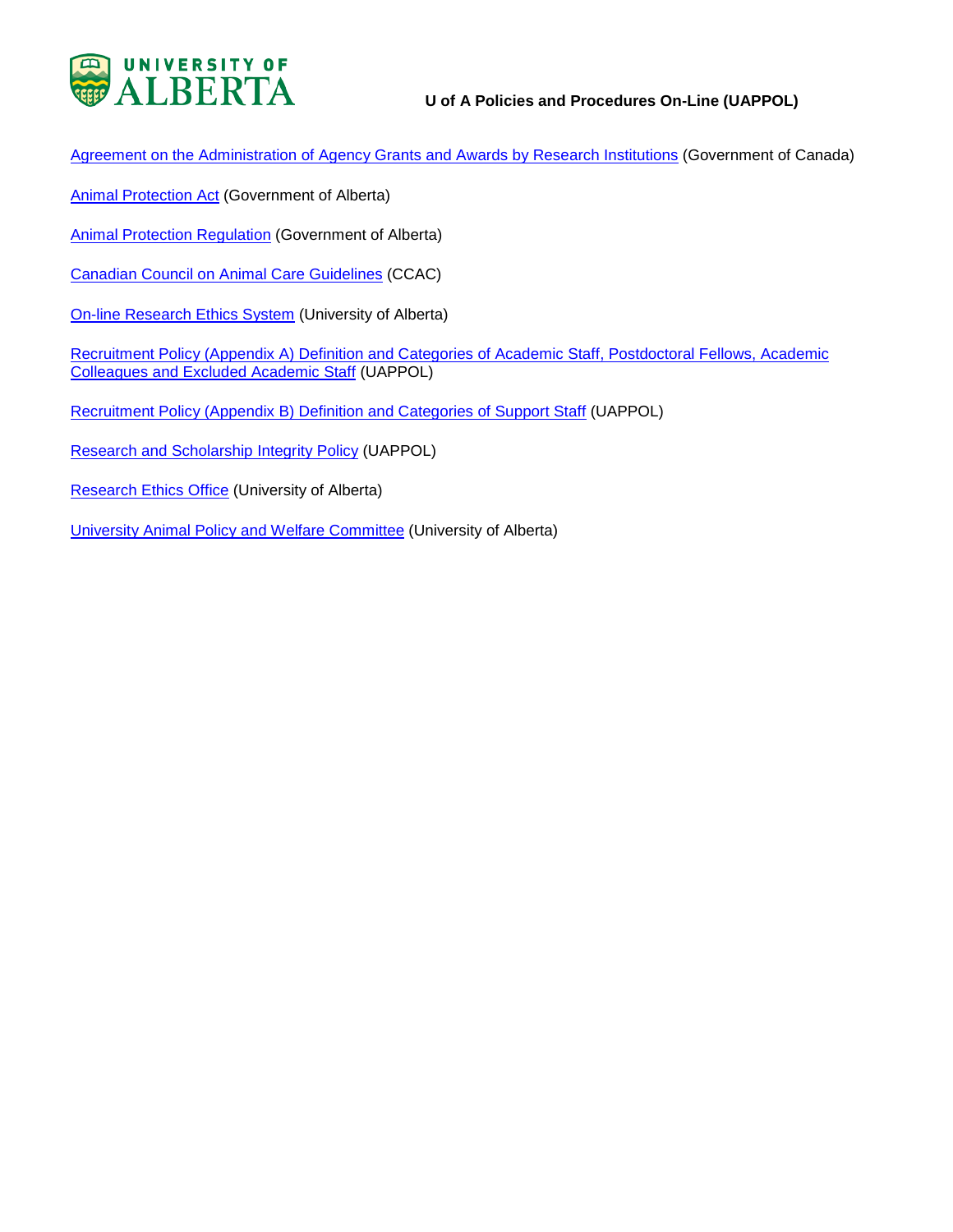Agreement on the Administration of Agency Grants and Awards by Research Institutions (Government of Canada)

Animal Protection Act (Government of Alberta)

Animal Protection Regulation (Government of Alberta)

Canadian Council on Animal Care Guidelines (CCAC)

On-line Research Ethics System (University of Alberta)

Recruitment Policy (Appendix A) Definition and Categories of Academic Staff, Postdoctoral Fellows, Academic Colleagues and Excluded Academic Staff (UAPPOL)

Recruitment Policy (Appendix B) Definition and Categories of Support Staff (UAPPOL)

Research and Scholarship Integrity Policy (UAPPOL)

Research Ethics Office (University of Alberta)

University Animal Policy and Welfare Committee (University of Alberta)